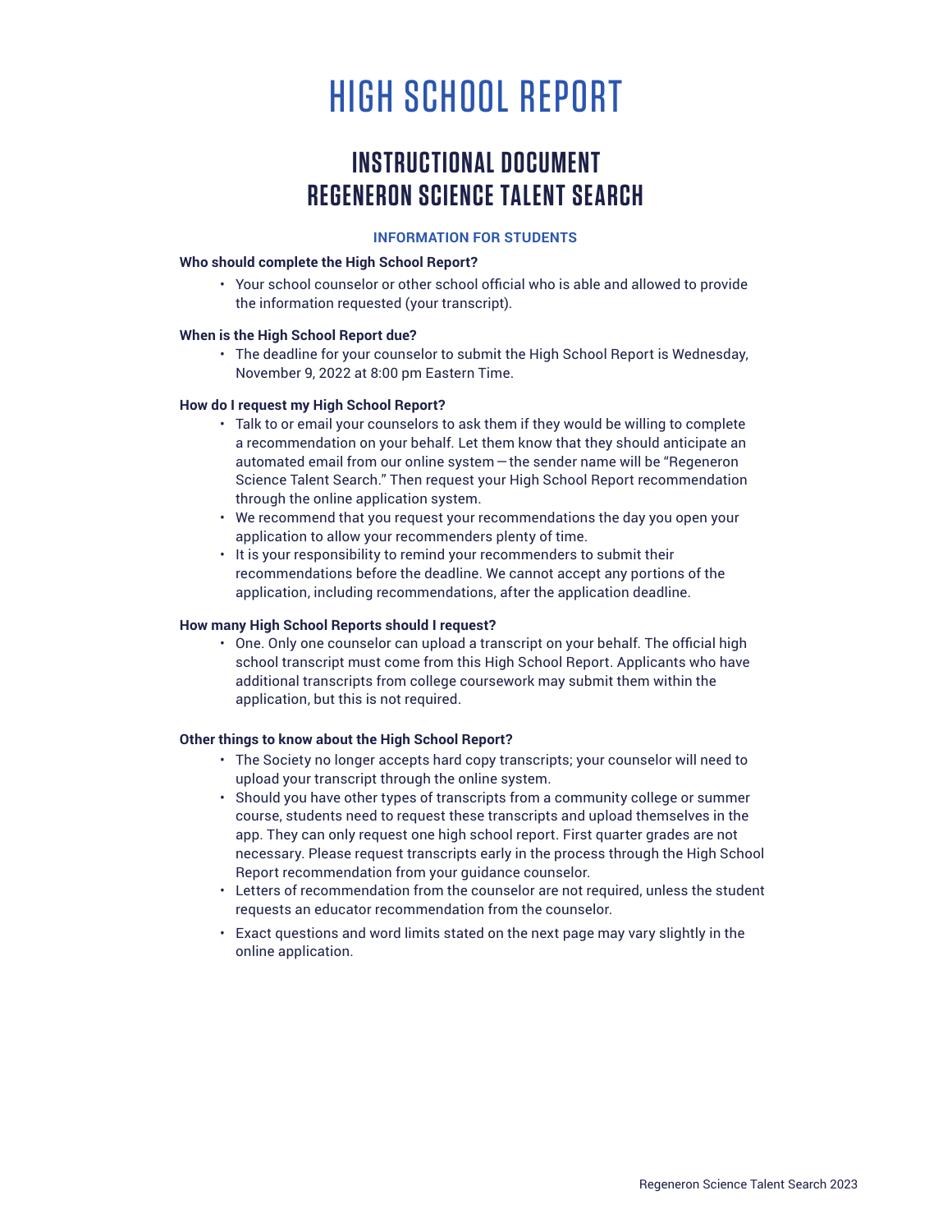# HIGH SCHOOL REPORT

## INSTRUCTIONAL DOCUMENT REGENERON SCIENCE TALENT SEARCH

### INFORMATION FOR STUDENTS

**Who should complete the High School Report?**

- Your school counselor or other school official who is able and allowed to provide the information requested (your transcript).

**When is the High School Report due?**

- The deadline for your counselor to submit the High School Report is Wednesday, November 9, 2022 at 8:00 pm Eastern Time.

**How do I request my High School Report?**

- Talk to or email your counselors to ask them if they would be willing to complete a recommendation on your behalf. Let them know that they should anticipate an automated email from our online system—the sender name will be "Regeneron Science Talent Search." Then request your High School Report recommendation through the online application system.
- We recommend that you request your recommendations the day you open your application to allow your recommenders plenty of time.
- It is your responsibility to remind your recommenders to submit their recommendations before the deadline. We cannot accept any portions of the application, including recommendations, after the application deadline.

**How many High School Reports should I request?**

- One. Only one counselor can upload a transcript on your behalf. The official high school transcript must come from this High School Report. Applicants who have additional transcripts from college coursework may submit them within the application, but this is not required.

**Other things to know about the High School Report?**

- The Society no longer accepts hard copy transcripts; your counselor will need to upload your transcript through the online system.
- Should you have other types of transcripts from a community college or summer course, students need to request these transcripts and upload themselves in the app. They can only request one high school report. First quarter grades are not necessary. Please request transcripts early in the process through the High School Report recommendation from your guidance counselor.
- Letters of recommendation from the counselor are not required, unless the student requests an educator recommendation from the counselor.
- Exact questions and word limits stated on the next page may vary slightly in the online application.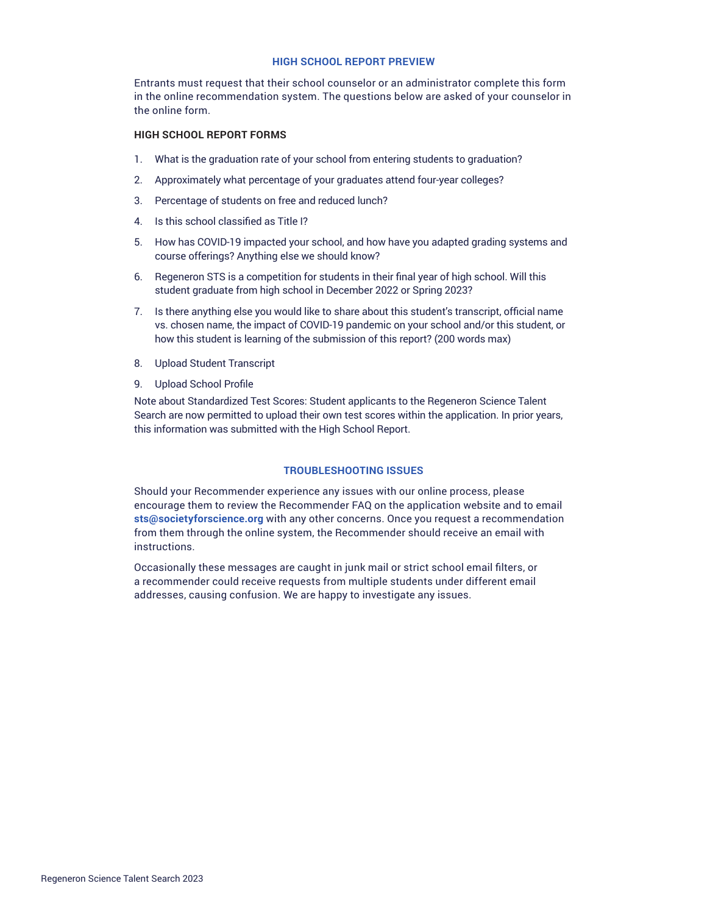## HIGH SCHOOL REPORT PREVIEW

Entrants must request that their school counselor or an administrator complete this form in the online recommendation system. The questions below are asked of your counselor in the online form.

### HIGH SCHOOL REPORT FORMS

1. What is the graduation rate of your school from entering students to graduation?
2. Approximately what percentage of your graduates attend four-year colleges?
3. Percentage of students on free and reduced lunch?
4. Is this school classified as Title I?
5. How has COVID-19 impacted your school, and how have you adapted grading systems and course offerings? Anything else we should know?
6. Regeneron STS is a competition for students in their final year of high school. Will this student graduate from high school in December 2022 or Spring 2023?
7. Is there anything else you would like to share about this student's transcript, official name vs. chosen name, the impact of COVID-19 pandemic on your school and/or this student, or how this student is learning of the submission of this report? (200 words max)
8. Upload Student Transcript
9. Upload School Profile

Note about Standardized Test Scores: Student applicants to the Regeneron Science Talent Search are now permitted to upload their own test scores within the application. In prior years, this information was submitted with the High School Report.

## TROUBLESHOOTING ISSUES

Should your Recommender experience any issues with our online process, please encourage them to review the Recommender FAQ on the application website and to email **sts@societyforscience.org** with any other concerns. Once you request a recommendation from them through the online system, the Recommender should receive an email with instructions.

Occasionally these messages are caught in junk mail or strict school email filters, or a recommender could receive requests from multiple students under different email addresses, causing confusion. We are happy to investigate any issues.